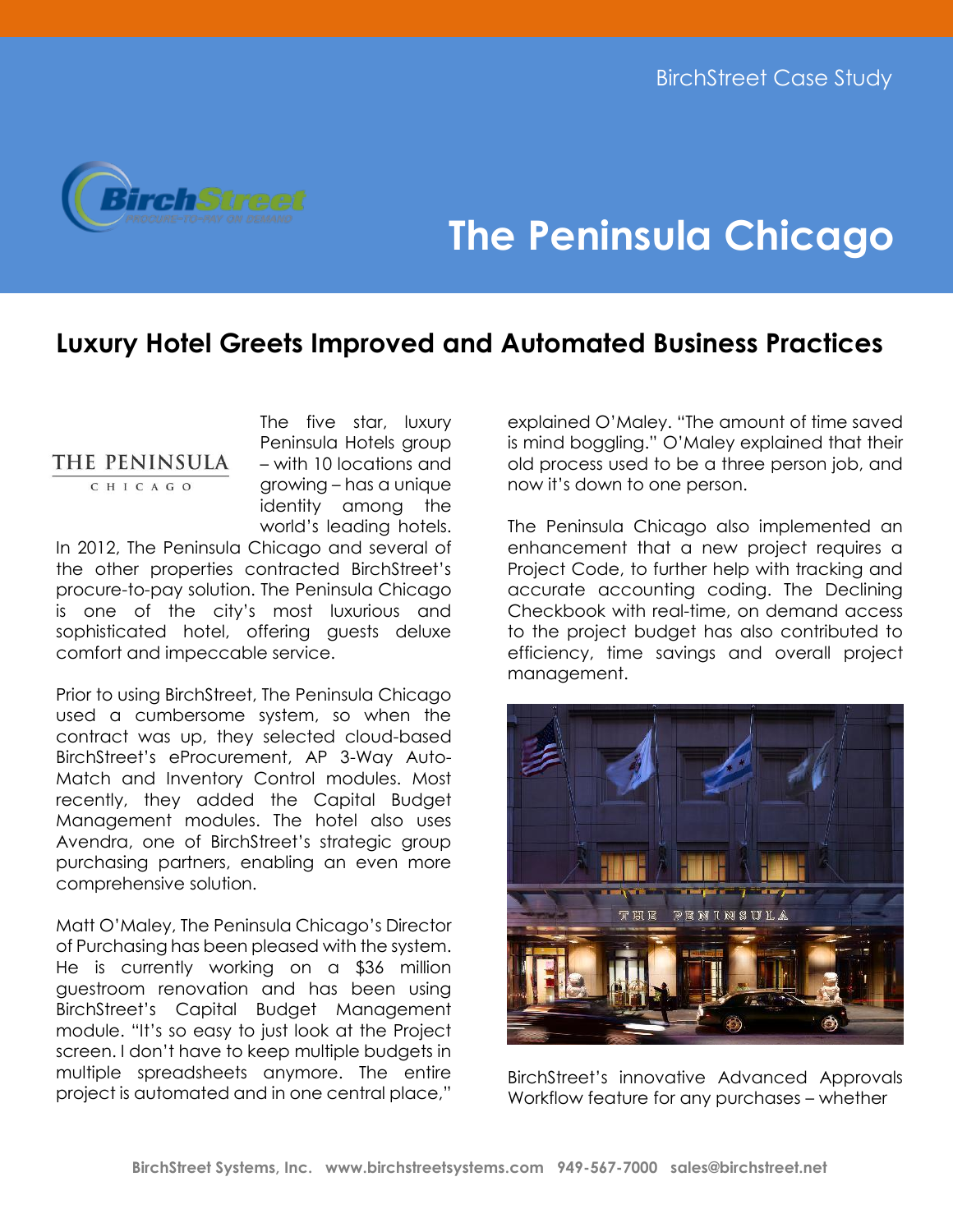BirchStreet Case Study

# The Peninsula Chicago

## Luxury Hotel Greets Improved and Automated Business Practices

THE PENINSULA
CHICAGO

The five star, luxury Peninsula Hotels group – with 10 locations and growing – has a unique identity among the world's leading hotels. In 2012, The Peninsula Chicago and several of the other properties contracted BirchStreet's procure-to-pay solution. The Peninsula Chicago is one of the city's most luxurious and sophisticated hotel, offering guests deluxe comfort and impeccable service.

Prior to using BirchStreet, The Peninsula Chicago used a cumbersome system, so when the contract was up, they selected cloud-based BirchStreet's eProcurement, AP 3-Way Auto-Match and Inventory Control modules. Most recently, they added the Capital Budget Management modules. The hotel also uses Avendra, one of BirchStreet's strategic group purchasing partners, enabling an even more comprehensive solution.

Matt O'Maley, The Peninsula Chicago's Director of Purchasing has been pleased with the system. He is currently working on a $36 million guestroom renovation and has been using BirchStreet's Capital Budget Management module. "It's so easy to just look at the Project screen. I don't have to keep multiple budgets in multiple spreadsheets anymore. The entire project is automated and in one central place," explained O'Maley. "The amount of time saved is mind boggling." O'Maley explained that their old process used to be a three person job, and now it's down to one person.

The Peninsula Chicago also implemented an enhancement that a new project requires a Project Code, to further help with tracking and accurate accounting coding. The Declining Checkbook with real-time, on demand access to the project budget has also contributed to efficiency, time savings and overall project management.

BirchStreet's innovative Advanced Approvals Workflow feature for any purchases – whether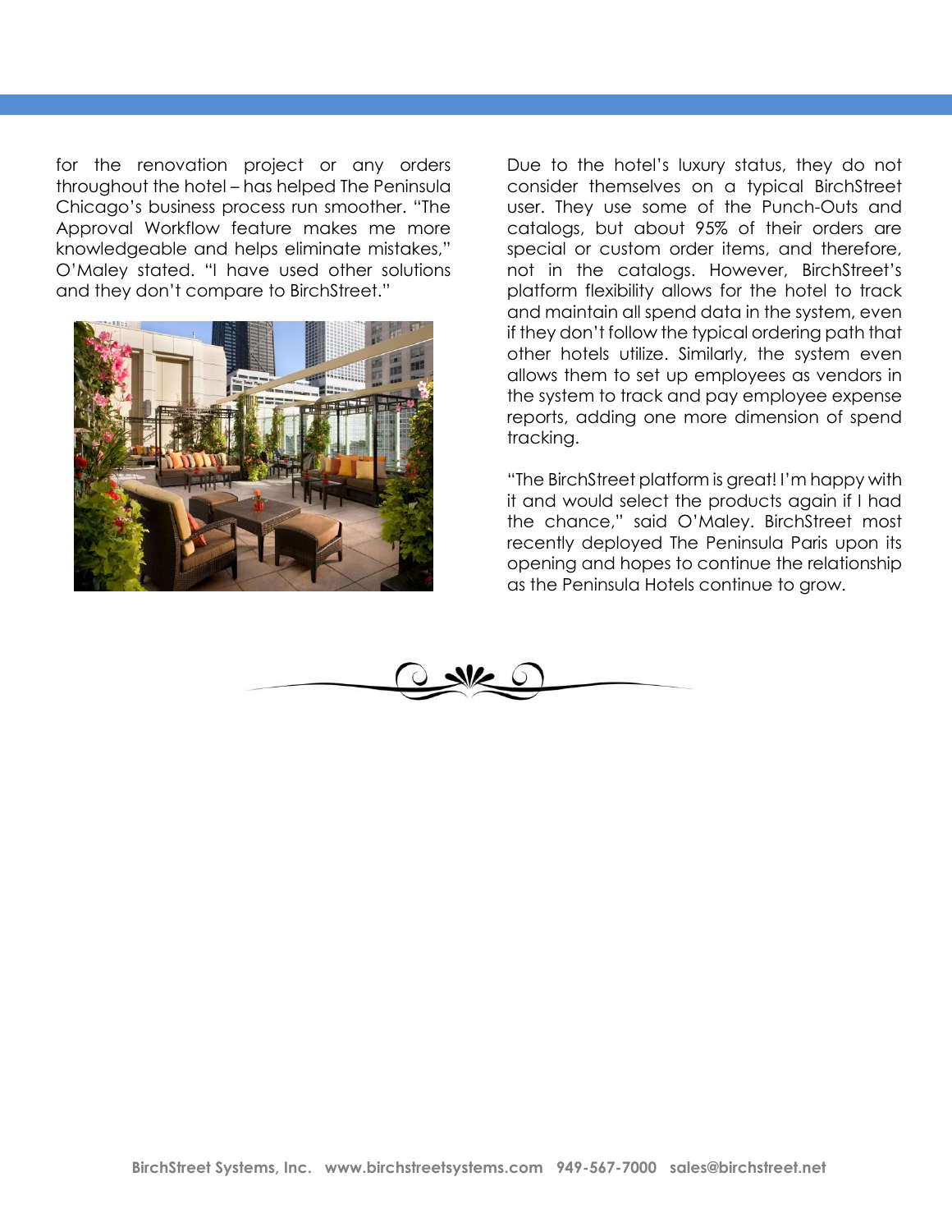for the renovation project or any orders throughout the hotel – has helped The Peninsula Chicago's business process run smoother. "The Approval Workflow feature makes me more knowledgeable and helps eliminate mistakes," O'Maley stated. "I have used other solutions and they don't compare to BirchStreet."

Due to the hotel's luxury status, they do not consider themselves on a typical BirchStreet user. They use some of the Punch-Outs and catalogs, but about 95% of their orders are special or custom order items, and therefore, not in the catalogs. However, BirchStreet's platform flexibility allows for the hotel to track and maintain all spend data in the system, even if they don't follow the typical ordering path that other hotels utilize. Similarly, the system even allows them to set up employees as vendors in the system to track and pay employee expense reports, adding one more dimension of spend tracking.

"The BirchStreet platform is great! I'm happy with it and would select the products again if I had the chance," said O'Maley. BirchStreet most recently deployed The Peninsula Paris upon its opening and hopes to continue the relationship as the Peninsula Hotels continue to grow.

BirchStreet Systems, Inc. www.birchstreetsystems.com 949-567-7000 sales@birchstreet.net